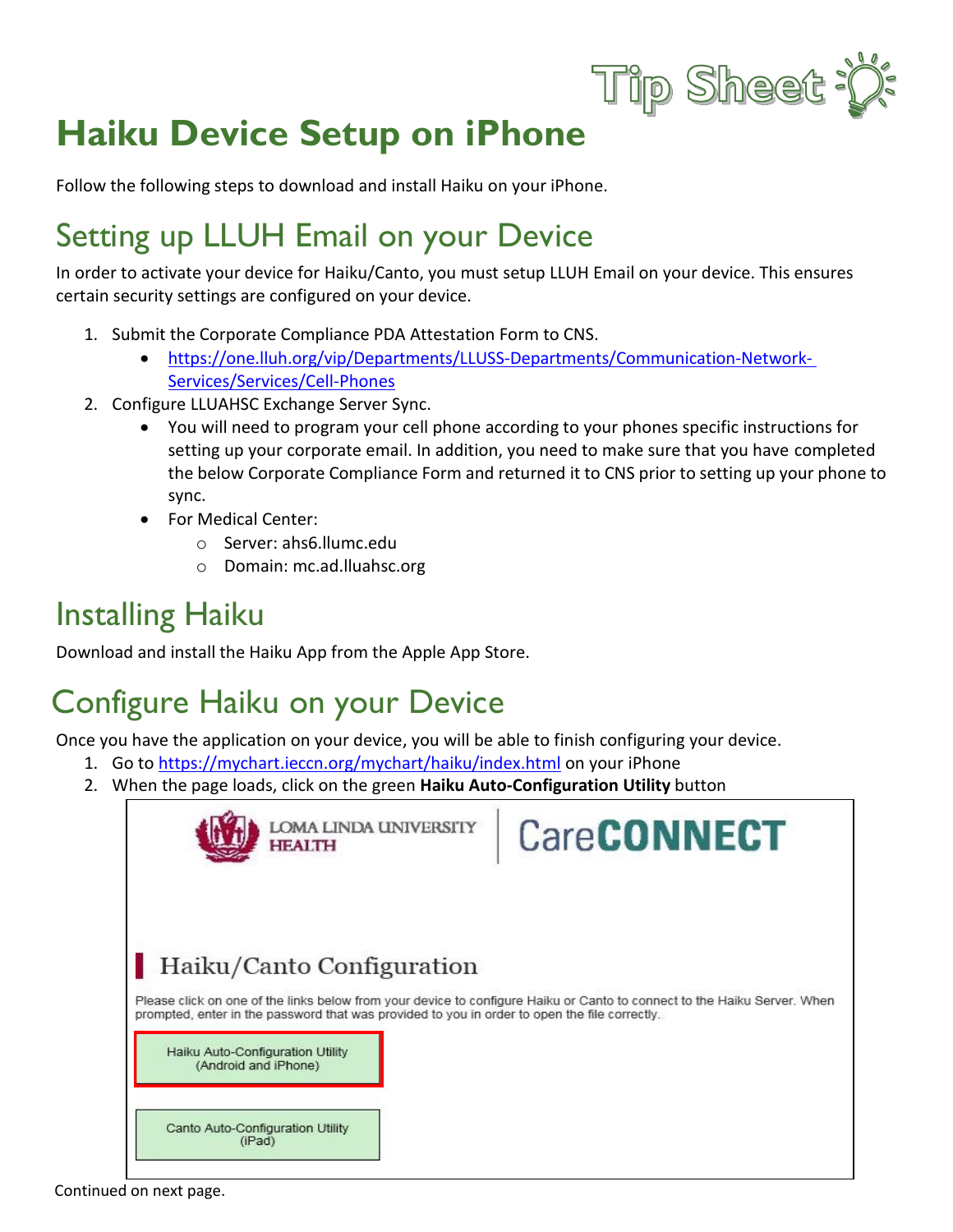Tip Sheet

# Haiku Device Setup on iPhone

Follow the following steps to download and install Haiku on your iPhone.

## Setting up LLUH Email on your Device

In order to activate your device for Haiku/Canto, you must setup LLUH Email on your device. This ensures certain security settings are configured on your device.

1. Submit the Corporate Compliance PDA Attestation Form to CNS.
   - https://one.lluh.org/vip/Departments/LLUSS-Departments/Communication-Network-Services/Services/Cell-Phones
2. Configure LLUAHSC Exchange Server Sync.
   - You will need to program your cell phone according to your phones specific instructions for setting up your corporate email. In addition, you need to make sure that you have completed the below Corporate Compliance Form and returned it to CNS prior to setting up your phone to sync.
   - For Medical Center:
     - Server: ahs6.llumc.edu
     - Domain: mc.ad.lluahsc.org

## Installing Haiku

Download and install the Haiku App from the Apple App Store.

## Configure Haiku on your Device

Once you have the application on your device, you will be able to finish configuring your device.

1. Go to https://mychart.ieccn.org/mychart/haiku/index.html on your iPhone
2. When the page loads, click on the green **Haiku Auto-Configuration Utility** button

LOMA LINDA UNIVERSITY HEALTH | CareCONNECT

Haiku/Canto Configuration

Please click on one of the links below from your device to configure Haiku or Canto to connect to the Haiku Server. When prompted, enter in the password that was provided to you in order to open the file correctly.

Haiku Auto-Configuration Utility (Android and iPhone)

Canto Auto-Configuration Utility (iPad)

Continued on next page.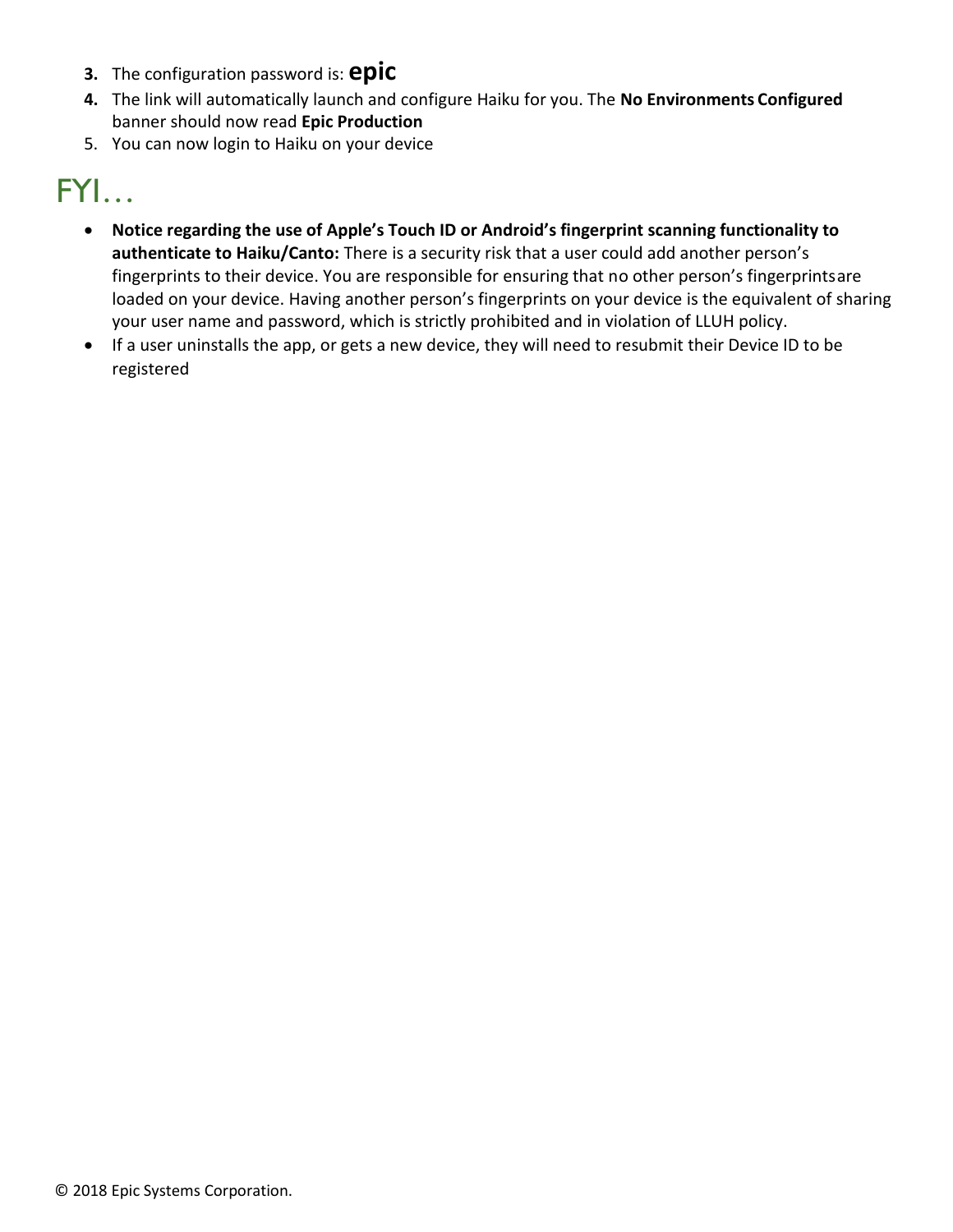3. The configuration password is: **epic**
4. The link will automatically launch and configure Haiku for you. The **No Environments Configured** banner should now read **Epic Production**
5. You can now login to Haiku on your device

## FYI…

- **Notice regarding the use of Apple's Touch ID or Android's fingerprint scanning functionality to authenticate to Haiku/Canto:** There is a security risk that a user could add another person's fingerprints to their device. You are responsible for ensuring that no other person's fingerprints are loaded on your device. Having another person's fingerprints on your device is the equivalent of sharing your user name and password, which is strictly prohibited and in violation of LLUH policy.
- If a user uninstalls the app, or gets a new device, they will need to resubmit their Device ID to be registered

© 2018 Epic Systems Corporation.